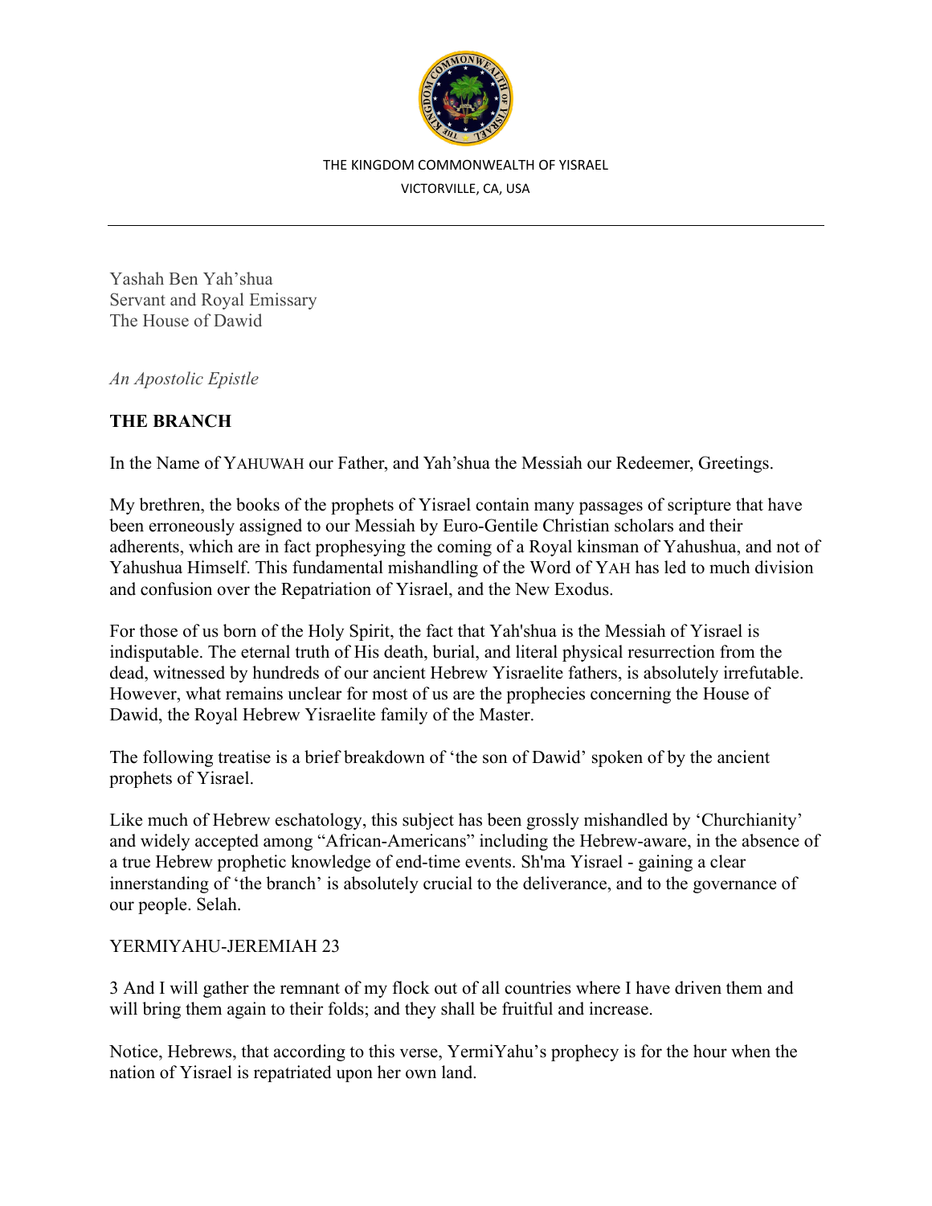THE KINGDOM COMMONWEALTH OF YISRAEL
VICTORVILLE, CA, USA

---

Yashah Ben Yah'shua
Servant and Royal Emissary
The House of Dawid

*An Apostolic Epistle*

**THE BRANCH**

In the Name of YAHUWAH our Father, and Yah'shua the Messiah our Redeemer, Greetings.

My brethren, the books of the prophets of Yisrael contain many passages of scripture that have been erroneously assigned to our Messiah by Euro-Gentile Christian scholars and their adherents, which are in fact prophesying the coming of a Royal kinsman of Yahushua, and not of Yahushua Himself. This fundamental mishandling of the Word of YAH has led to much division and confusion over the Repatriation of Yisrael, and the New Exodus.

For those of us born of the Holy Spirit, the fact that Yah'shua is the Messiah of Yisrael is indisputable. The eternal truth of His death, burial, and literal physical resurrection from the dead, witnessed by hundreds of our ancient Hebrew Yisraelite fathers, is absolutely irrefutable. However, what remains unclear for most of us are the prophecies concerning the House of Dawid, the Royal Hebrew Yisraelite family of the Master.

The following treatise is a brief breakdown of 'the son of Dawid' spoken of by the ancient prophets of Yisrael.

Like much of Hebrew eschatology, this subject has been grossly mishandled by 'Churchianity' and widely accepted among "African-Americans" including the Hebrew-aware, in the absence of a true Hebrew prophetic knowledge of end-time events. Sh'ma Yisrael - gaining a clear innerstanding of 'the branch' is absolutely crucial to the deliverance, and to the governance of our people. Selah.

YERMIYAHU-JEREMIAH 23

3 And I will gather the remnant of my flock out of all countries where I have driven them and will bring them again to their folds; and they shall be fruitful and increase.

Notice, Hebrews, that according to this verse, YermiYahu's prophecy is for the hour when the nation of Yisrael is repatriated upon her own land.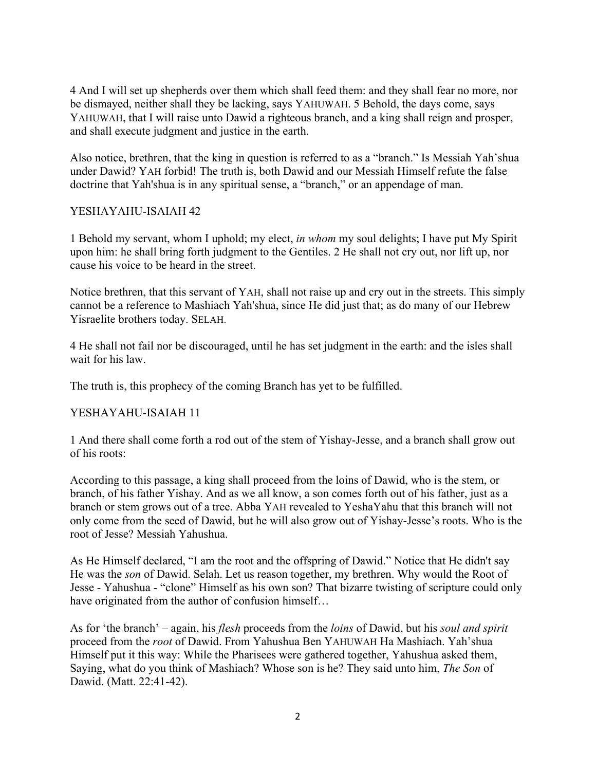4 And I will set up shepherds over them which shall feed them: and they shall fear no more, nor be dismayed, neither shall they be lacking, says YAHUWAH. 5 Behold, the days come, says YAHUWAH, that I will raise unto Dawid a righteous branch, and a king shall reign and prosper, and shall execute judgment and justice in the earth.

Also notice, brethren, that the king in question is referred to as a "branch." Is Messiah Yah'shua under Dawid? YAH forbid! The truth is, both Dawid and our Messiah Himself refute the false doctrine that Yah'shua is in any spiritual sense, a "branch," or an appendage of man.

YESHAYAHU-ISAIAH 42

1 Behold my servant, whom I uphold; my elect, *in whom* my soul delights; I have put My Spirit upon him: he shall bring forth judgment to the Gentiles. 2 He shall not cry out, nor lift up, nor cause his voice to be heard in the street.

Notice brethren, that this servant of YAH, shall not raise up and cry out in the streets. This simply cannot be a reference to Mashiach Yah'shua, since He did just that; as do many of our Hebrew Yisraelite brothers today. SELAH.

4 He shall not fail nor be discouraged, until he has set judgment in the earth: and the isles shall wait for his law.

The truth is, this prophecy of the coming Branch has yet to be fulfilled.

YESHAYAHU-ISAIAH 11

1 And there shall come forth a rod out of the stem of Yishay-Jesse, and a branch shall grow out of his roots:

According to this passage, a king shall proceed from the loins of Dawid, who is the stem, or branch, of his father Yishay. And as we all know, a son comes forth out of his father, just as a branch or stem grows out of a tree. Abba YAH revealed to YeshaYahu that this branch will not only come from the seed of Dawid, but he will also grow out of Yishay-Jesse's roots. Who is the root of Jesse? Messiah Yahushua.

As He Himself declared, "I am the root and the offspring of Dawid." Notice that He didn't say He was the *son* of Dawid. Selah. Let us reason together, my brethren. Why would the Root of Jesse - Yahushua - "clone" Himself as his own son? That bizarre twisting of scripture could only have originated from the author of confusion himself…

As for 'the branch' – again, his *flesh* proceeds from the *loins* of Dawid, but his *soul and spirit* proceed from the *root* of Dawid. From Yahushua Ben YAHUWAH Ha Mashiach. Yah'shua Himself put it this way: While the Pharisees were gathered together, Yahushua asked them, Saying, what do you think of Mashiach? Whose son is he? They said unto him, *The Son* of Dawid. (Matt. 22:41-42).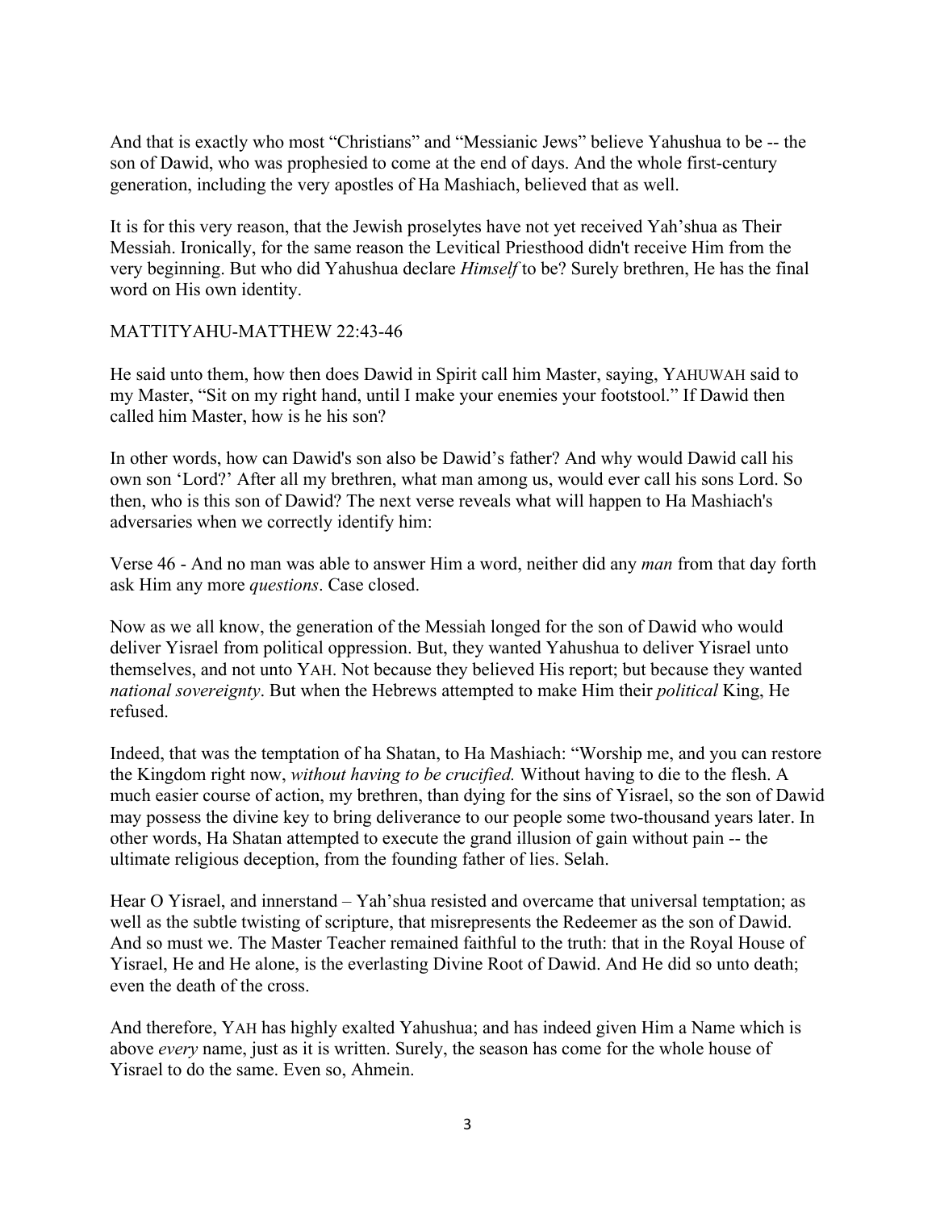And that is exactly who most “Christians” and “Messianic Jews” believe Yahushua to be -- the son of Dawid, who was prophesied to come at the end of days. And the whole first-century generation, including the very apostles of Ha Mashiach, believed that as well.

It is for this very reason, that the Jewish proselytes have not yet received Yah’shua as Their Messiah. Ironically, for the same reason the Levitical Priesthood didn't receive Him from the very beginning. But who did Yahushua declare *Himself* to be? Surely brethren, He has the final word on His own identity.

MATTITYAHU-MATTHEW 22:43-46

He said unto them, how then does Dawid in Spirit call him Master, saying, YAHUWAH said to my Master, “Sit on my right hand, until I make your enemies your footstool.” If Dawid then called him Master, how is he his son?

In other words, how can Dawid's son also be Dawid’s father? And why would Dawid call his own son ‘Lord?’ After all my brethren, what man among us, would ever call his sons Lord. So then, who is this son of Dawid? The next verse reveals what will happen to Ha Mashiach's adversaries when we correctly identify him:

Verse 46 - And no man was able to answer Him a word, neither did any *man* from that day forth ask Him any more *questions*. Case closed.

Now as we all know, the generation of the Messiah longed for the son of Dawid who would deliver Yisrael from political oppression. But, they wanted Yahushua to deliver Yisrael unto themselves, and not unto YAH. Not because they believed His report; but because they wanted *national sovereignty*. But when the Hebrews attempted to make Him their *political* King, He refused.

Indeed, that was the temptation of ha Shatan, to Ha Mashiach: “Worship me, and you can restore the Kingdom right now, *without having to be crucified.* Without having to die to the flesh. A much easier course of action, my brethren, than dying for the sins of Yisrael, so the son of Dawid may possess the divine key to bring deliverance to our people some two-thousand years later. In other words, Ha Shatan attempted to execute the grand illusion of gain without pain -- the ultimate religious deception, from the founding father of lies. Selah.

Hear O Yisrael, and innerstand – Yah’shua resisted and overcame that universal temptation; as well as the subtle twisting of scripture, that misrepresents the Redeemer as the son of Dawid. And so must we. The Master Teacher remained faithful to the truth: that in the Royal House of Yisrael, He and He alone, is the everlasting Divine Root of Dawid. And He did so unto death; even the death of the cross.

And therefore, YAH has highly exalted Yahushua; and has indeed given Him a Name which is above *every* name, just as it is written. Surely, the season has come for the whole house of Yisrael to do the same. Even so, Ahmein.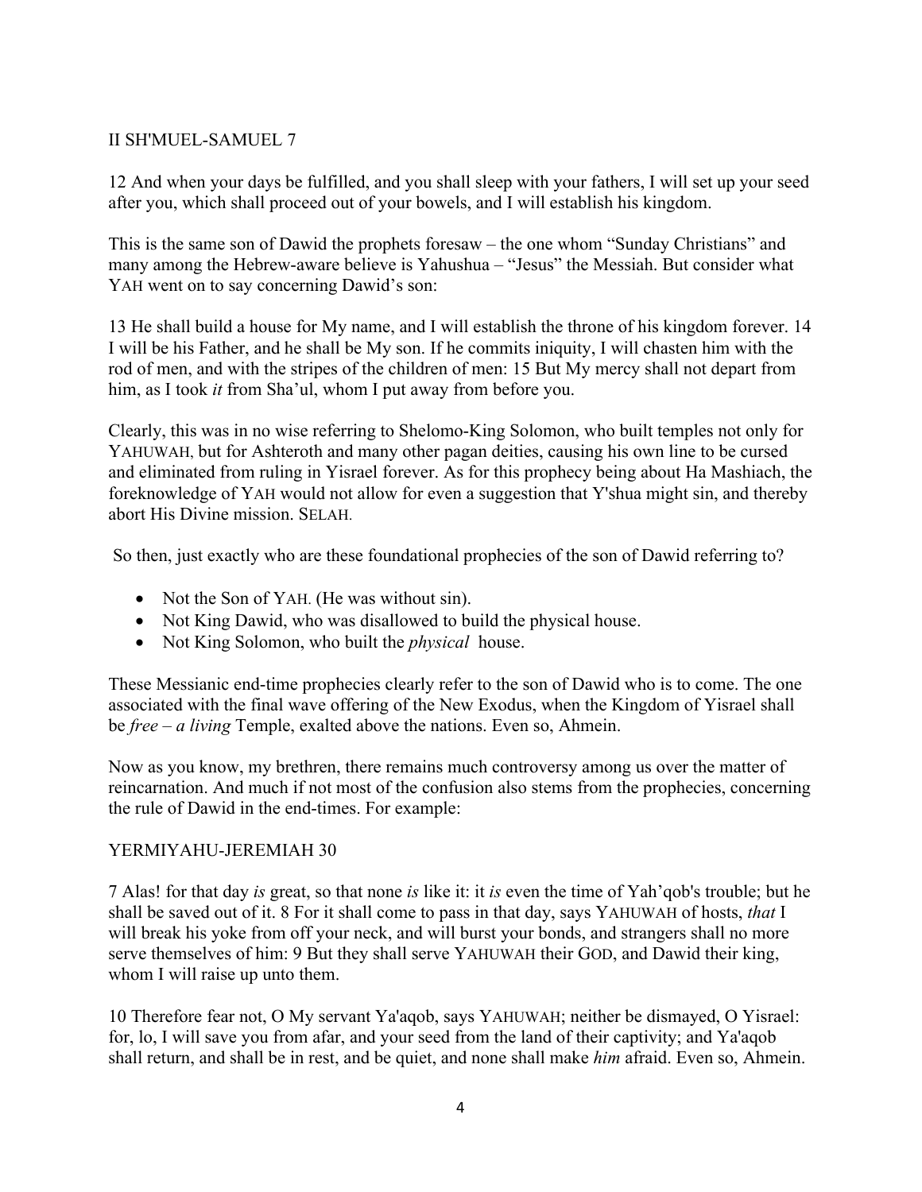II SH'MUEL-SAMUEL 7

12 And when your days be fulfilled, and you shall sleep with your fathers, I will set up your seed after you, which shall proceed out of your bowels, and I will establish his kingdom.

This is the same son of Dawid the prophets foresaw – the one whom "Sunday Christians" and many among the Hebrew-aware believe is Yahushua – "Jesus" the Messiah. But consider what YAH went on to say concerning Dawid's son:

13 He shall build a house for My name, and I will establish the throne of his kingdom forever. 14 I will be his Father, and he shall be My son. If he commits iniquity, I will chasten him with the rod of men, and with the stripes of the children of men: 15 But My mercy shall not depart from him, as I took *it* from Sha'ul, whom I put away from before you.

Clearly, this was in no wise referring to Shelomo-King Solomon, who built temples not only for YAHUWAH, but for Ashteroth and many other pagan deities, causing his own line to be cursed and eliminated from ruling in Yisrael forever. As for this prophecy being about Ha Mashiach, the foreknowledge of YAH would not allow for even a suggestion that Y'shua might sin, and thereby abort His Divine mission. SELAH.

So then, just exactly who are these foundational prophecies of the son of Dawid referring to?

- Not the Son of YAH. (He was without sin).
- Not King Dawid, who was disallowed to build the physical house.
- Not King Solomon, who built the *physical* house.

These Messianic end-time prophecies clearly refer to the son of Dawid who is to come. The one associated with the final wave offering of the New Exodus, when the Kingdom of Yisrael shall be *free – a living* Temple, exalted above the nations. Even so, Ahmein.

Now as you know, my brethren, there remains much controversy among us over the matter of reincarnation. And much if not most of the confusion also stems from the prophecies, concerning the rule of Dawid in the end-times. For example:

YERMIYAHU-JEREMIAH 30

7 Alas! for that day *is* great, so that none *is* like it: it *is* even the time of Yah'qob's trouble; but he shall be saved out of it. 8 For it shall come to pass in that day, says YAHUWAH of hosts, *that* I will break his yoke from off your neck, and will burst your bonds, and strangers shall no more serve themselves of him: 9 But they shall serve YAHUWAH their GOD, and Dawid their king, whom I will raise up unto them.

10 Therefore fear not, O My servant Ya'aqob, says YAHUWAH; neither be dismayed, O Yisrael: for, lo, I will save you from afar, and your seed from the land of their captivity; and Ya'aqob shall return, and shall be in rest, and be quiet, and none shall make *him* afraid. Even so, Ahmein.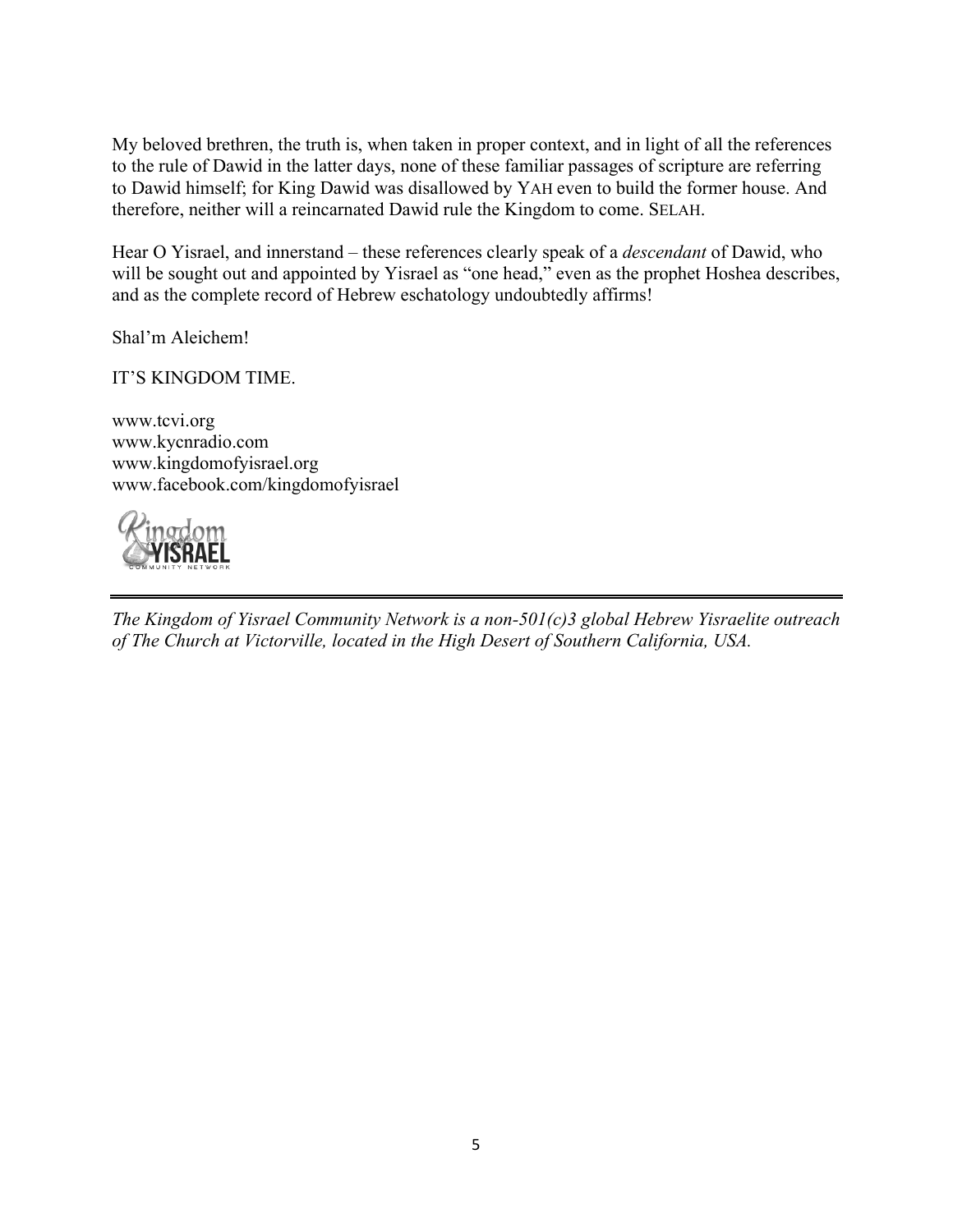My beloved brethren, the truth is, when taken in proper context, and in light of all the references to the rule of Dawid in the latter days, none of these familiar passages of scripture are referring to Dawid himself; for King Dawid was disallowed by YAH even to build the former house. And therefore, neither will a reincarnated Dawid rule the Kingdom to come. SELAH.

Hear O Yisrael, and innerstand – these references clearly speak of a *descendant* of Dawid, who will be sought out and appointed by Yisrael as "one head," even as the prophet Hoshea describes, and as the complete record of Hebrew eschatology undoubtedly affirms!

Shal'm Aleichem!

IT'S KINGDOM TIME.

www.tcvi.org
www.kycnradio.com
www.kingdomofyisrael.org
www.facebook.com/kingdomofyisrael

Kingdom YISRAEL COMMUNITY NETWORK

---

*The Kingdom of Yisrael Community Network is a non-501(c)3 global Hebrew Yisraelite outreach of The Church at Victorville, located in the High Desert of Southern California, USA.*